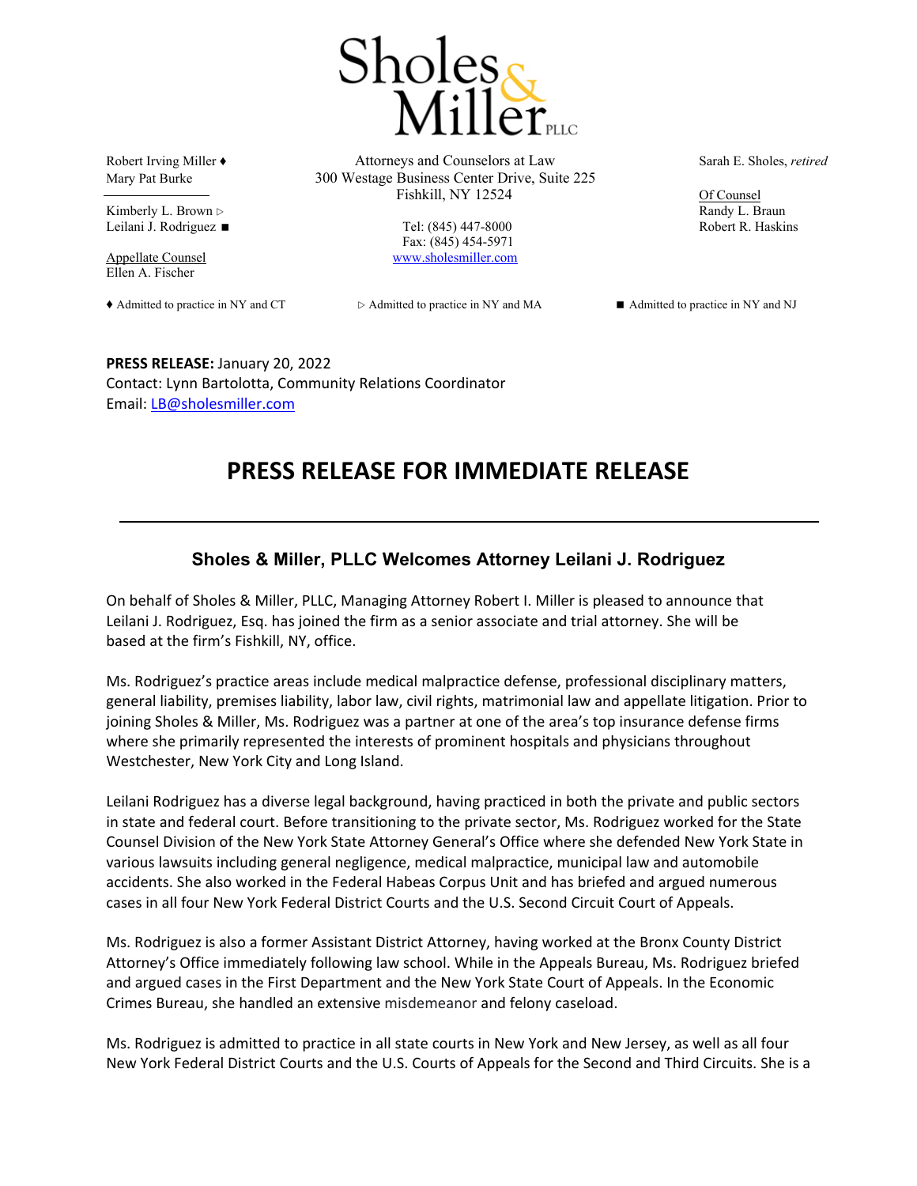# Sholes & Miller PLLC

Robert Irving Miller ♦
Mary Pat Burke

Kimberly L. Brown ▷
Leilani J. Rodriguez ■

Appellate Counsel
Ellen A. Fischer

Attorneys and Counselors at Law
300 Westage Business Center Drive, Suite 225
Fishkill, NY 12524

Tel: (845) 447-8000
Fax: (845) 454-5971
www.sholesmiller.com

Sarah E. Sholes, *retired*

Of Counsel
Randy L. Braun
Robert R. Haskins

♦ Admitted to practice in NY and CT　　▷ Admitted to practice in NY and MA　　■ Admitted to practice in NY and NJ

**PRESS RELEASE:** January 20, 2022
Contact: Lynn Bartolotta, Community Relations Coordinator
Email: LB@sholesmiller.com

# PRESS RELEASE FOR IMMEDIATE RELEASE

---

## Sholes & Miller, PLLC Welcomes Attorney Leilani J. Rodriguez

On behalf of Sholes & Miller, PLLC, Managing Attorney Robert I. Miller is pleased to announce that Leilani J. Rodriguez, Esq. has joined the firm as a senior associate and trial attorney. She will be based at the firm's Fishkill, NY, office.

Ms. Rodriguez's practice areas include medical malpractice defense, professional disciplinary matters, general liability, premises liability, labor law, civil rights, matrimonial law and appellate litigation. Prior to joining Sholes & Miller, Ms. Rodriguez was a partner at one of the area's top insurance defense firms where she primarily represented the interests of prominent hospitals and physicians throughout Westchester, New York City and Long Island.

Leilani Rodriguez has a diverse legal background, having practiced in both the private and public sectors in state and federal court. Before transitioning to the private sector, Ms. Rodriguez worked for the State Counsel Division of the New York State Attorney General's Office where she defended New York State in various lawsuits including general negligence, medical malpractice, municipal law and automobile accidents. She also worked in the Federal Habeas Corpus Unit and has briefed and argued numerous cases in all four New York Federal District Courts and the U.S. Second Circuit Court of Appeals.

Ms. Rodriguez is also a former Assistant District Attorney, having worked at the Bronx County District Attorney's Office immediately following law school. While in the Appeals Bureau, Ms. Rodriguez briefed and argued cases in the First Department and the New York State Court of Appeals. In the Economic Crimes Bureau, she handled an extensive misdemeanor and felony caseload.

Ms. Rodriguez is admitted to practice in all state courts in New York and New Jersey, as well as all four New York Federal District Courts and the U.S. Courts of Appeals for the Second and Third Circuits. She is a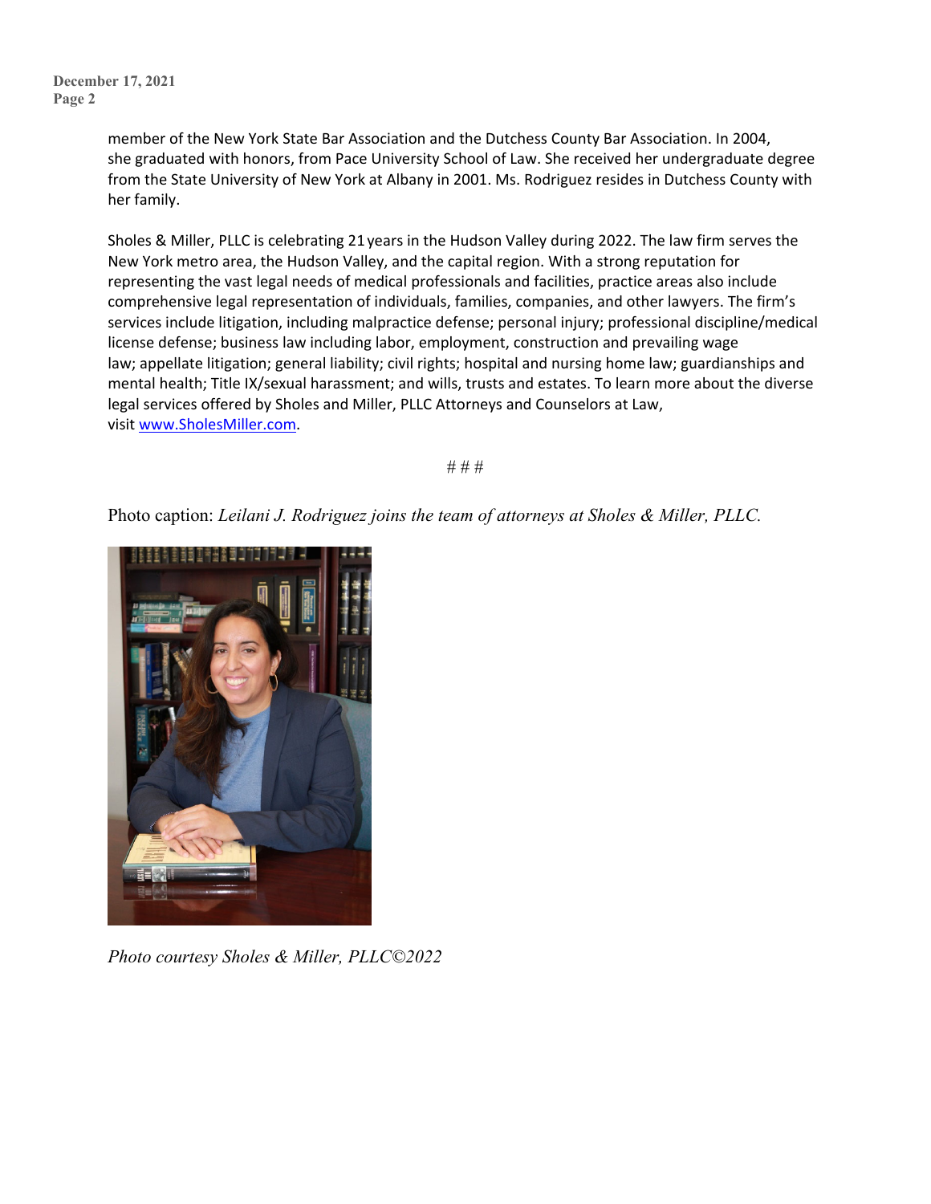member of the New York State Bar Association and the Dutchess County Bar Association. In 2004, she graduated with honors, from Pace University School of Law. She received her undergraduate degree from the State University of New York at Albany in 2001. Ms. Rodriguez resides in Dutchess County with her family.

Sholes & Miller, PLLC is celebrating 21 years in the Hudson Valley during 2022. The law firm serves the New York metro area, the Hudson Valley, and the capital region. With a strong reputation for representing the vast legal needs of medical professionals and facilities, practice areas also include comprehensive legal representation of individuals, families, companies, and other lawyers. The firm's services include litigation, including malpractice defense; personal injury; professional discipline/medical license defense; business law including labor, employment, construction and prevailing wage law; appellate litigation; general liability; civil rights; hospital and nursing home law; guardianships and mental health; Title IX/sexual harassment; and wills, trusts and estates. To learn more about the diverse legal services offered by Sholes and Miller, PLLC Attorneys and Counselors at Law, visit [www.SholesMiller.com](http://www.SholesMiller.com).

# # #

Photo caption: *Leilani J. Rodriguez joins the team of attorneys at Sholes & Miller, PLLC.*

*Photo courtesy Sholes & Miller, PLLC©2022*